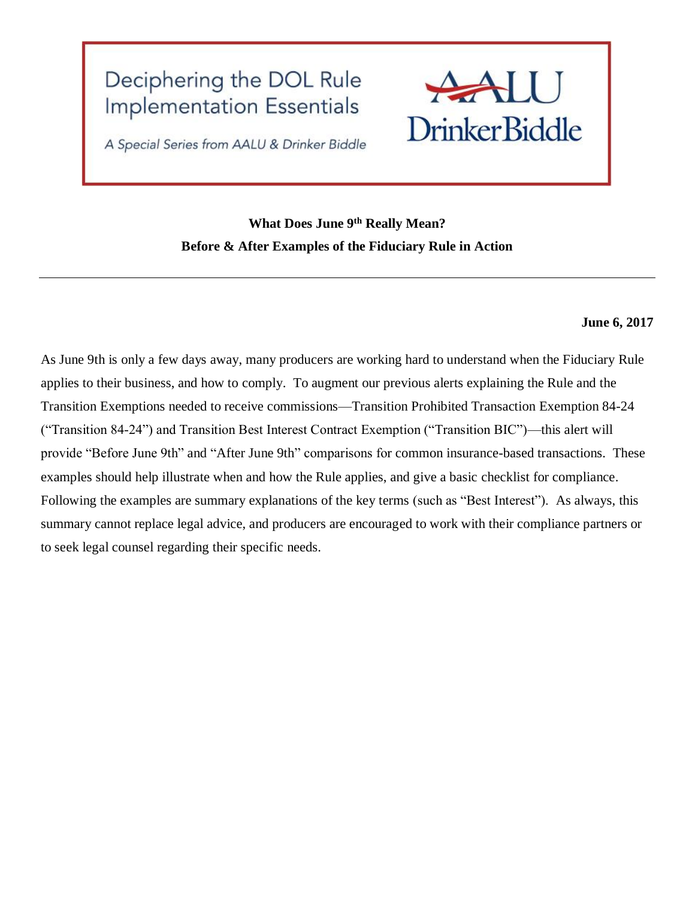# Deciphering the DOL Rule Implementation Essentials

*A Special Series from AALU & Drinker Biddle*

AALU

DrinkerBiddle

**What Does June 9th Really Mean?**
**Before & After Examples of the Fiduciary Rule in Action**

---

**June 6, 2017**

As June 9th is only a few days away, many producers are working hard to understand when the Fiduciary Rule applies to their business, and how to comply. To augment our previous alerts explaining the Rule and the Transition Exemptions needed to receive commissions—Transition Prohibited Transaction Exemption 84-24 ("Transition 84-24") and Transition Best Interest Contract Exemption ("Transition BIC")—this alert will provide "Before June 9th" and "After June 9th" comparisons for common insurance-based transactions. These examples should help illustrate when and how the Rule applies, and give a basic checklist for compliance. Following the examples are summary explanations of the key terms (such as "Best Interest"). As always, this summary cannot replace legal advice, and producers are encouraged to work with their compliance partners or to seek legal counsel regarding their specific needs.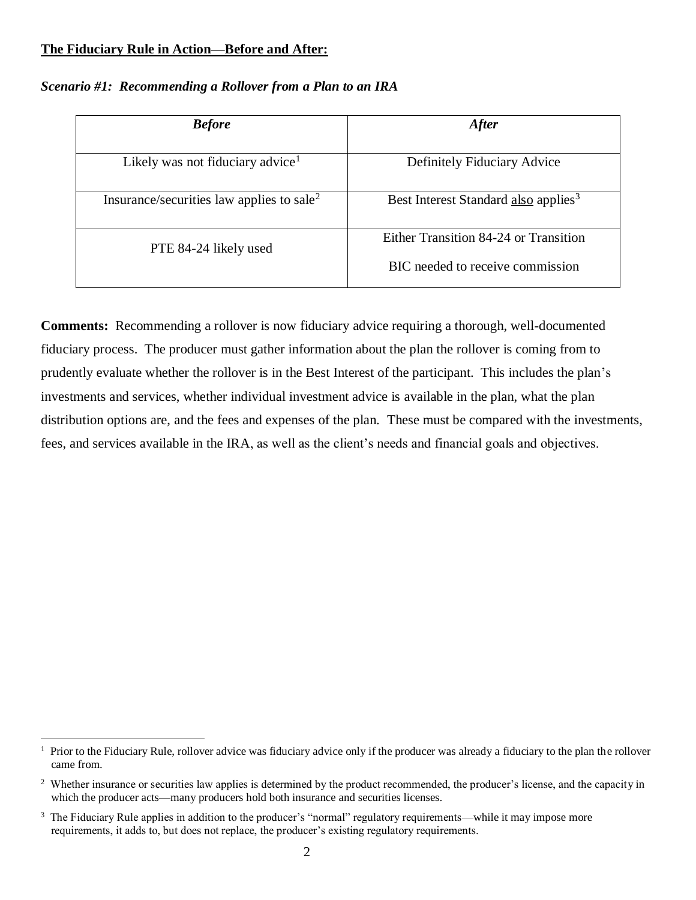**The Fiduciary Rule in Action—Before and After:**

***Scenario #1: Recommending a Rollover from a Plan to an IRA***

| ***Before*** | ***After*** |
|---|---|
| Likely was not fiduciary advice[1] | Definitely Fiduciary Advice |
| Insurance/securities law applies to sale[2] | Best Interest Standard <u>also</u> applies[3] |
| PTE 84-24 likely used | Either Transition 84-24 or Transition BIC needed to receive commission |

**Comments:** Recommending a rollover is now fiduciary advice requiring a thorough, well-documented fiduciary process. The producer must gather information about the plan the rollover is coming from to prudently evaluate whether the rollover is in the Best Interest of the participant. This includes the plan's investments and services, whether individual investment advice is available in the plan, what the plan distribution options are, and the fees and expenses of the plan. These must be compared with the investments, fees, and services available in the IRA, as well as the client's needs and financial goals and objectives.

---

[1] Prior to the Fiduciary Rule, rollover advice was fiduciary advice only if the producer was already a fiduciary to the plan the rollover came from.

[2] Whether insurance or securities law applies is determined by the product recommended, the producer's license, and the capacity in which the producer acts—many producers hold both insurance and securities licenses.

[3] The Fiduciary Rule applies in addition to the producer's "normal" regulatory requirements—while it may impose more requirements, it adds to, but does not replace, the producer's existing regulatory requirements.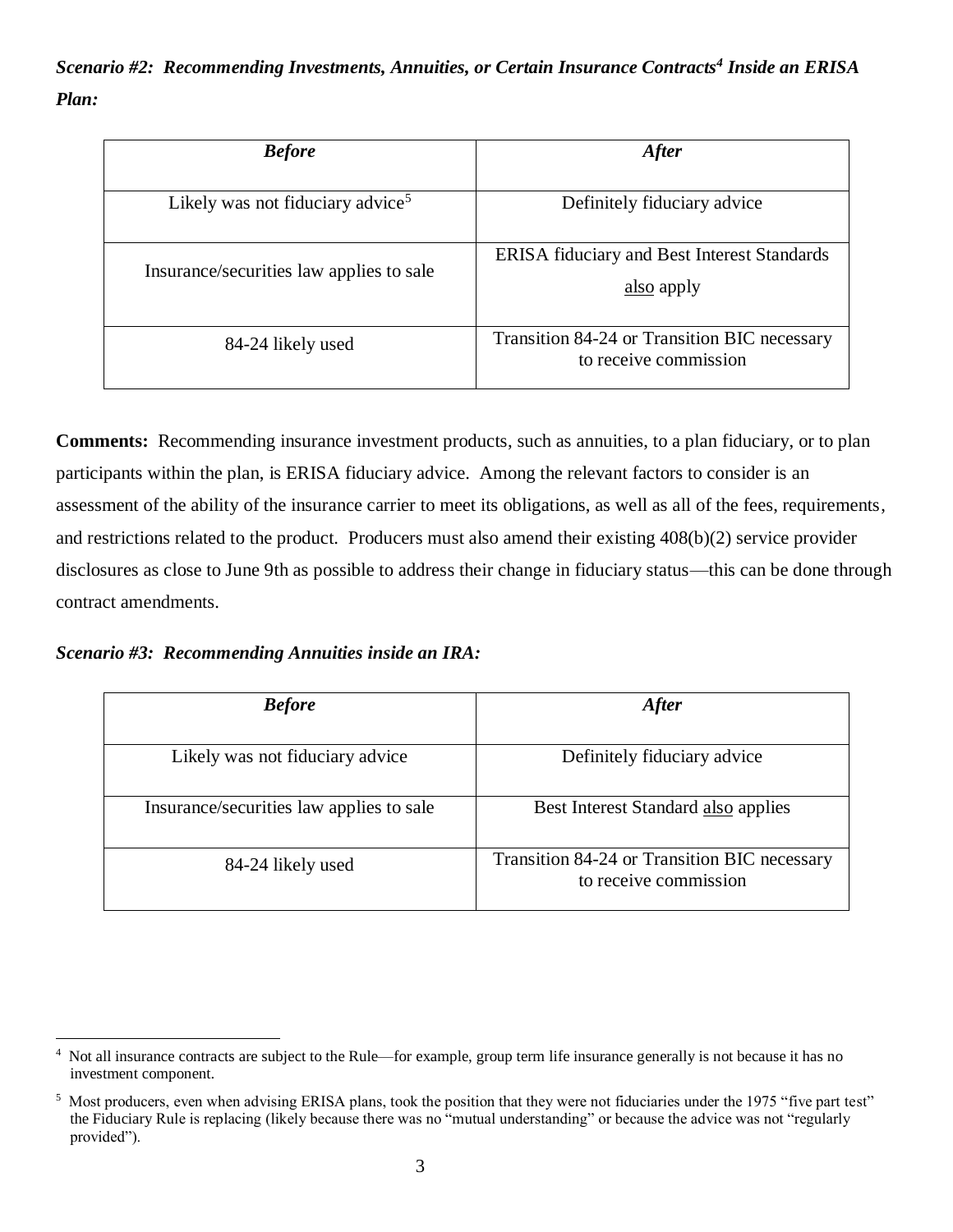***Scenario #2: Recommending Investments, Annuities, or Certain Insurance Contracts[4] Inside an ERISA Plan:***

| ***Before*** | ***After*** |
| --- | --- |
| Likely was not fiduciary advice[5] | Definitely fiduciary advice |
| Insurance/securities law applies to sale | ERISA fiduciary and Best Interest Standards also apply |
| 84-24 likely used | Transition 84-24 or Transition BIC necessary to receive commission |

**Comments:** Recommending insurance investment products, such as annuities, to a plan fiduciary, or to plan participants within the plan, is ERISA fiduciary advice. Among the relevant factors to consider is an assessment of the ability of the insurance carrier to meet its obligations, as well as all of the fees, requirements, and restrictions related to the product. Producers must also amend their existing 408(b)(2) service provider disclosures as close to June 9th as possible to address their change in fiduciary status—this can be done through contract amendments.

***Scenario #3: Recommending Annuities inside an IRA:***

| ***Before*** | ***After*** |
| --- | --- |
| Likely was not fiduciary advice | Definitely fiduciary advice |
| Insurance/securities law applies to sale | Best Interest Standard also applies |
| 84-24 likely used | Transition 84-24 or Transition BIC necessary to receive commission |

[4] Not all insurance contracts are subject to the Rule—for example, group term life insurance generally is not because it has no investment component.

[5] Most producers, even when advising ERISA plans, took the position that they were not fiduciaries under the 1975 "five part test" the Fiduciary Rule is replacing (likely because there was no "mutual understanding" or because the advice was not "regularly provided").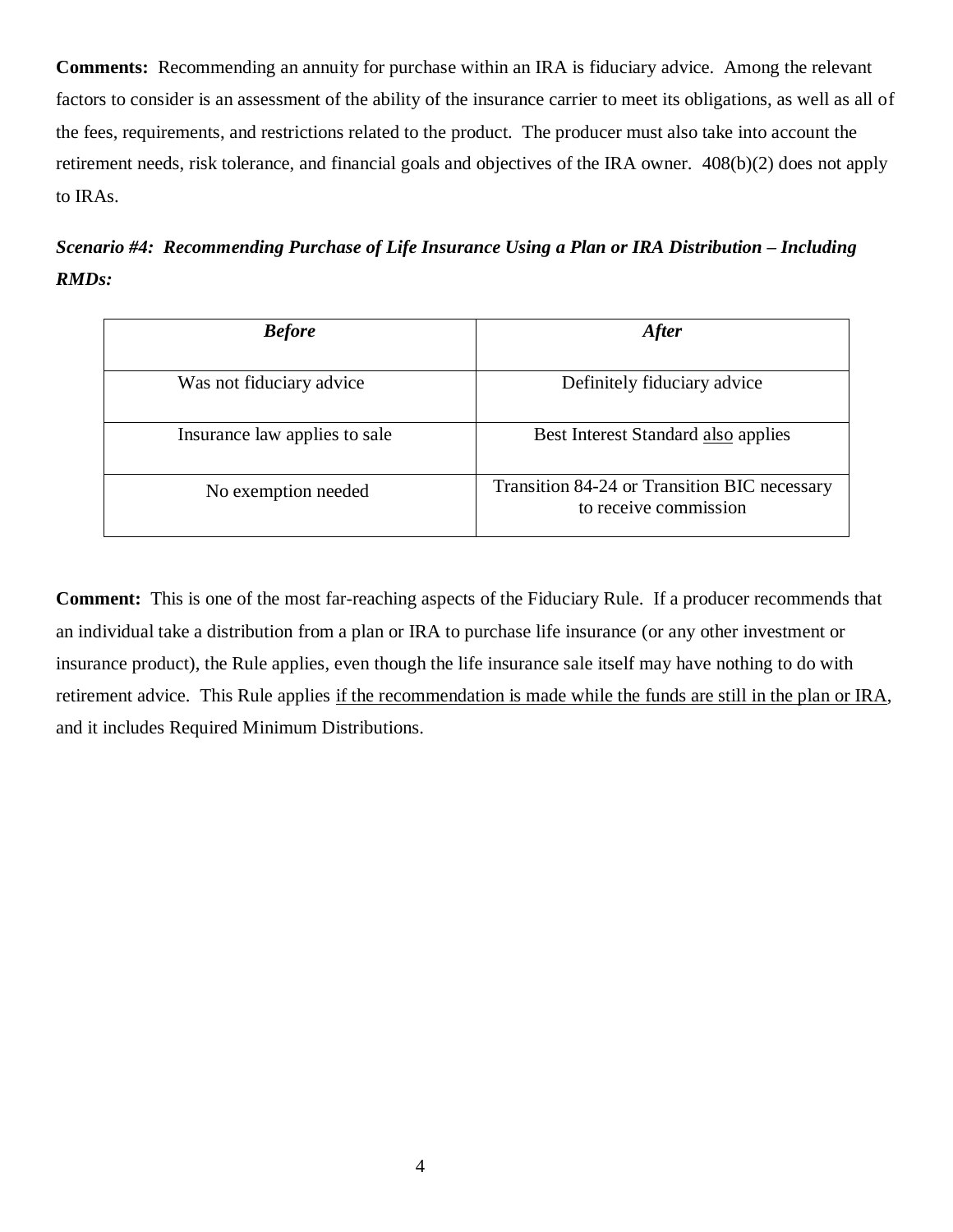**Comments:** Recommending an annuity for purchase within an IRA is fiduciary advice. Among the relevant factors to consider is an assessment of the ability of the insurance carrier to meet its obligations, as well as all of the fees, requirements, and restrictions related to the product. The producer must also take into account the retirement needs, risk tolerance, and financial goals and objectives of the IRA owner. 408(b)(2) does not apply to IRAs.

***Scenario #4: Recommending Purchase of Life Insurance Using a Plan or IRA Distribution – Including RMDs:***

| ***Before*** | ***After*** |
|---|---|
| Was not fiduciary advice | Definitely fiduciary advice |
| Insurance law applies to sale | Best Interest Standard <u>also</u> applies |
| No exemption needed | Transition 84-24 or Transition BIC necessary to receive commission |

**Comment:** This is one of the most far-reaching aspects of the Fiduciary Rule. If a producer recommends that an individual take a distribution from a plan or IRA to purchase life insurance (or any other investment or insurance product), the Rule applies, even though the life insurance sale itself may have nothing to do with retirement advice. This Rule applies <u>if the recommendation is made while the funds are still in the plan or IRA</u>, and it includes Required Minimum Distributions.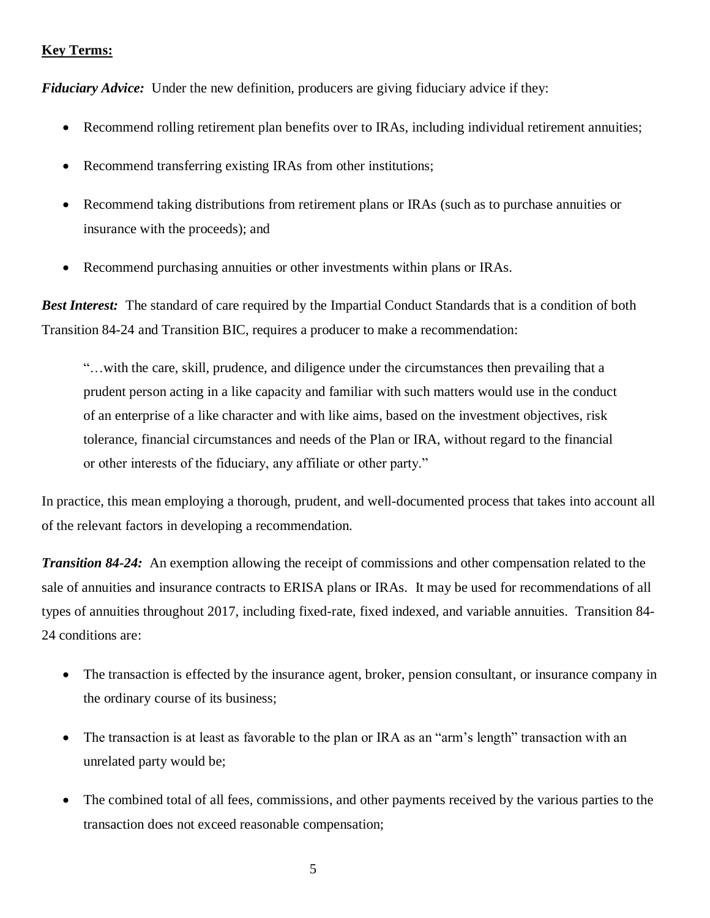**Key Terms:**

***Fiduciary Advice:*** Under the new definition, producers are giving fiduciary advice if they:

- Recommend rolling retirement plan benefits over to IRAs, including individual retirement annuities;
- Recommend transferring existing IRAs from other institutions;
- Recommend taking distributions from retirement plans or IRAs (such as to purchase annuities or insurance with the proceeds); and
- Recommend purchasing annuities or other investments within plans or IRAs.

***Best Interest:*** The standard of care required by the Impartial Conduct Standards that is a condition of both Transition 84-24 and Transition BIC, requires a producer to make a recommendation:

> "…with the care, skill, prudence, and diligence under the circumstances then prevailing that a prudent person acting in a like capacity and familiar with such matters would use in the conduct of an enterprise of a like character and with like aims, based on the investment objectives, risk tolerance, financial circumstances and needs of the Plan or IRA, without regard to the financial or other interests of the fiduciary, any affiliate or other party."

In practice, this mean employing a thorough, prudent, and well-documented process that takes into account all of the relevant factors in developing a recommendation.

***Transition 84-24:*** An exemption allowing the receipt of commissions and other compensation related to the sale of annuities and insurance contracts to ERISA plans or IRAs. It may be used for recommendations of all types of annuities throughout 2017, including fixed-rate, fixed indexed, and variable annuities. Transition 84-24 conditions are:

- The transaction is effected by the insurance agent, broker, pension consultant, or insurance company in the ordinary course of its business;
- The transaction is at least as favorable to the plan or IRA as an "arm's length" transaction with an unrelated party would be;
- The combined total of all fees, commissions, and other payments received by the various parties to the transaction does not exceed reasonable compensation;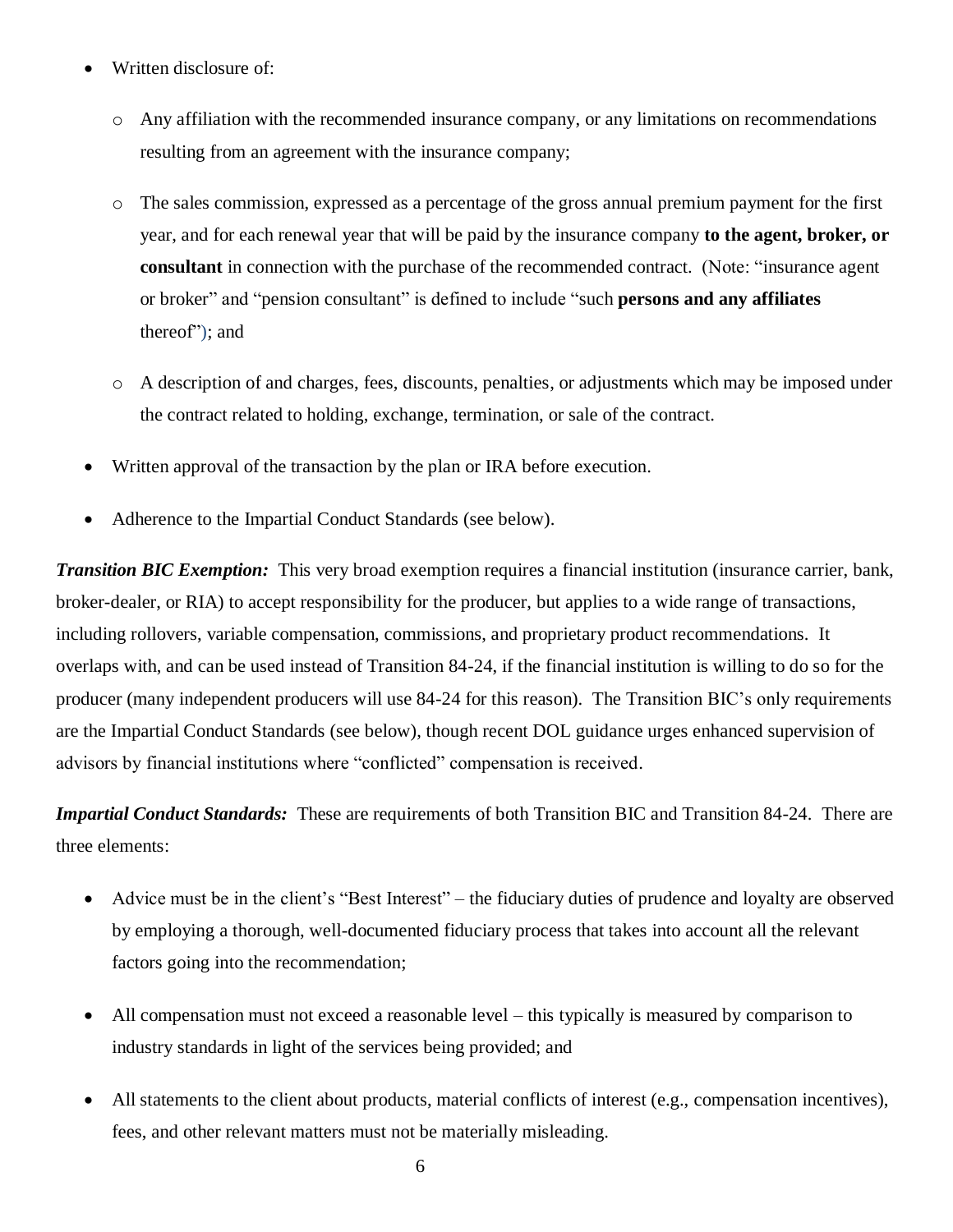- Written disclosure of:
  - Any affiliation with the recommended insurance company, or any limitations on recommendations resulting from an agreement with the insurance company;
  - The sales commission, expressed as a percentage of the gross annual premium payment for the first year, and for each renewal year that will be paid by the insurance company **to the agent, broker, or consultant** in connection with the purchase of the recommended contract. (Note: "insurance agent or broker" and "pension consultant" is defined to include "such **persons and any affiliates** thereof"); and
  - A description of and charges, fees, discounts, penalties, or adjustments which may be imposed under the contract related to holding, exchange, termination, or sale of the contract.
- Written approval of the transaction by the plan or IRA before execution.
- Adherence to the Impartial Conduct Standards (see below).

***Transition BIC Exemption:*** This very broad exemption requires a financial institution (insurance carrier, bank, broker-dealer, or RIA) to accept responsibility for the producer, but applies to a wide range of transactions, including rollovers, variable compensation, commissions, and proprietary product recommendations. It overlaps with, and can be used instead of Transition 84-24, if the financial institution is willing to do so for the producer (many independent producers will use 84-24 for this reason). The Transition BIC's only requirements are the Impartial Conduct Standards (see below), though recent DOL guidance urges enhanced supervision of advisors by financial institutions where "conflicted" compensation is received.

***Impartial Conduct Standards:*** These are requirements of both Transition BIC and Transition 84-24. There are three elements:

- Advice must be in the client's "Best Interest" – the fiduciary duties of prudence and loyalty are observed by employing a thorough, well-documented fiduciary process that takes into account all the relevant factors going into the recommendation;
- All compensation must not exceed a reasonable level – this typically is measured by comparison to industry standards in light of the services being provided; and
- All statements to the client about products, material conflicts of interest (e.g., compensation incentives), fees, and other relevant matters must not be materially misleading.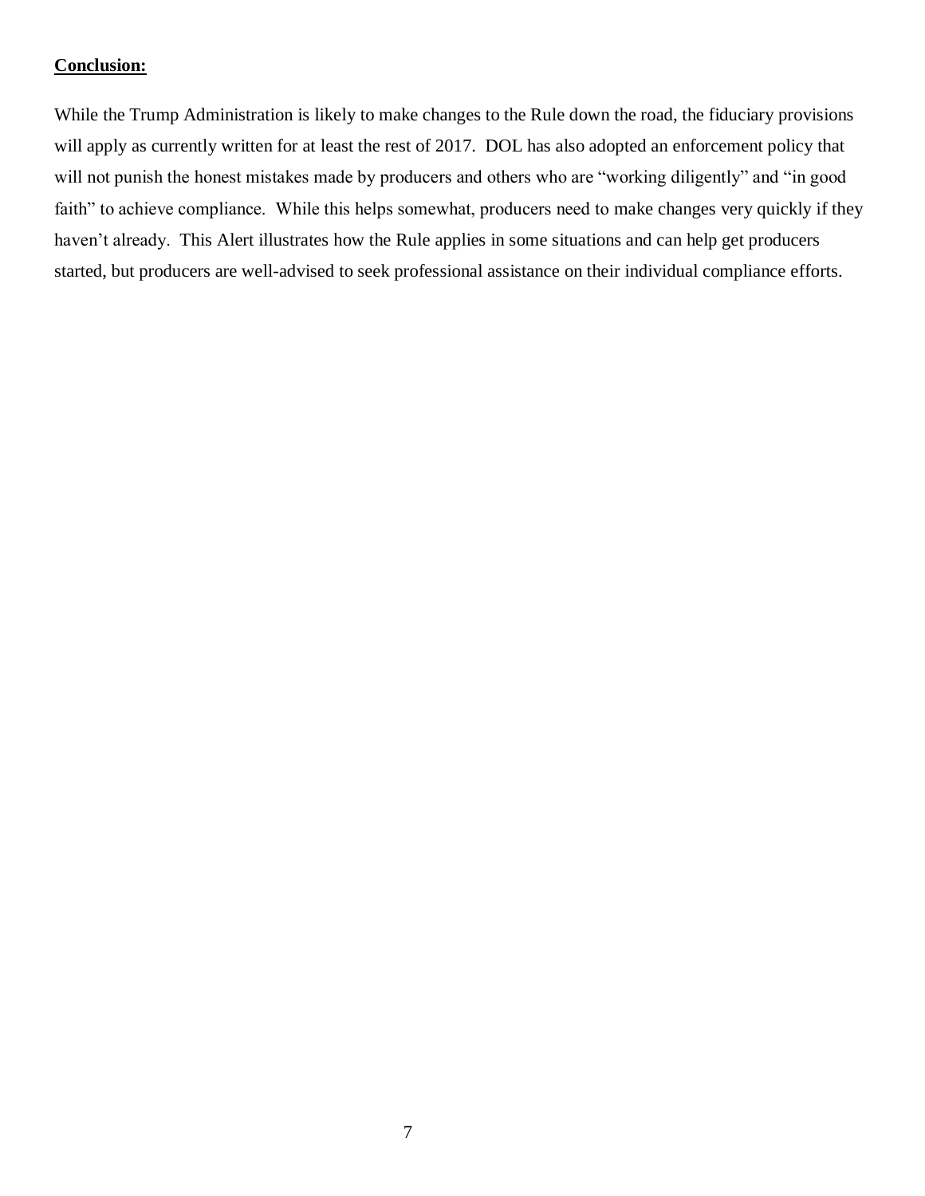**Conclusion:**

While the Trump Administration is likely to make changes to the Rule down the road, the fiduciary provisions will apply as currently written for at least the rest of 2017. DOL has also adopted an enforcement policy that will not punish the honest mistakes made by producers and others who are "working diligently" and "in good faith" to achieve compliance. While this helps somewhat, producers need to make changes very quickly if they haven't already. This Alert illustrates how the Rule applies in some situations and can help get producers started, but producers are well-advised to seek professional assistance on their individual compliance efforts.